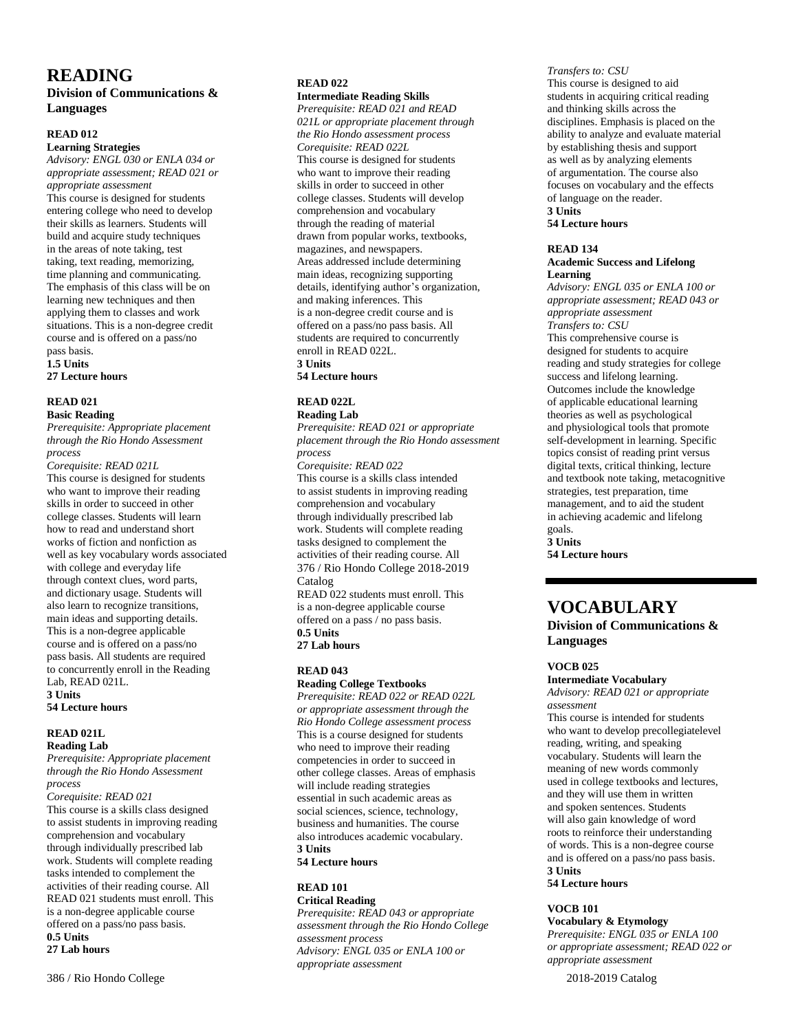# READING

## Division of Communications & Languages

### READ 012

**Learning Strategies**

*Advisory: ENGL 030 or ENLA 034 or appropriate assessment; READ 021 or appropriate assessment*

This course is designed for students entering college who need to develop their skills as learners. Students will build and acquire study techniques in the areas of note taking, test taking, text reading, memorizing, time planning and communicating. The emphasis of this class will be on learning new techniques and then applying them to classes and work situations. This is a non-degree credit course and is offered on a pass/no pass basis.

**1.5 Units**
**27 Lecture hours**

### READ 021

**Basic Reading**

*Prerequisite: Appropriate placement through the Rio Hondo Assessment process*

*Corequisite: READ 021L*

This course is designed for students who want to improve their reading skills in order to succeed in other college classes. Students will learn how to read and understand short works of fiction and nonfiction as well as key vocabulary words associated with college and everyday life through context clues, word parts, and dictionary usage. Students will also learn to recognize transitions, main ideas and supporting details. This is a non-degree applicable course and is offered on a pass/no pass basis. All students are required to concurrently enroll in the Reading Lab, READ 021L.

**3 Units**
**54 Lecture hours**

### READ 021L

**Reading Lab**

*Prerequisite: Appropriate placement through the Rio Hondo Assessment process*

*Corequisite: READ 021*

This course is a skills class designed to assist students in improving reading comprehension and vocabulary through individually prescribed lab work. Students will complete reading tasks intended to complement the activities of their reading course. All READ 021 students must enroll. This is a non-degree applicable course offered on a pass/no pass basis.

**0.5 Units**
**27 Lab hours**

### READ 022

**Intermediate Reading Skills**

*Prerequisite: READ 021 and READ 021L or appropriate placement through the Rio Hondo assessment process*

*Corequisite: READ 022L*

This course is designed for students who want to improve their reading skills in order to succeed in other college classes. Students will develop comprehension and vocabulary through the reading of material drawn from popular works, textbooks, magazines, and newspapers. Areas addressed include determining main ideas, recognizing supporting details, identifying author's organization, and making inferences. This is a non-degree credit course and is offered on a pass/no pass basis. All students are required to concurrently enroll in READ 022L.

**3 Units**
**54 Lecture hours**

### READ 022L

**Reading Lab**

*Prerequisite: READ 021 or appropriate placement through the Rio Hondo assessment process*

*Corequisite: READ 022*

This course is a skills class intended to assist students in improving reading comprehension and vocabulary through individually prescribed lab work. Students will complete reading tasks designed to complement the activities of their reading course. All 376 / Rio Hondo College 2018-2019 Catalog READ 022 students must enroll. This is a non-degree applicable course offered on a pass / no pass basis.

**0.5 Units**
**27 Lab hours**

### READ 043

**Reading College Textbooks**

*Prerequisite: READ 022 or READ 022L or appropriate assessment through the Rio Hondo College assessment process*

This is a course designed for students who need to improve their reading competencies in order to succeed in other college classes. Areas of emphasis will include reading strategies essential in such academic areas as social sciences, science, technology, business and humanities. The course also introduces academic vocabulary.

**3 Units**
**54 Lecture hours**

### READ 101

**Critical Reading**

*Prerequisite: READ 043 or appropriate assessment through the Rio Hondo College assessment process*

*Advisory: ENGL 035 or ENLA 100 or appropriate assessment*

*Transfers to: CSU*

This course is designed to aid students in acquiring critical reading and thinking skills across the disciplines. Emphasis is placed on the ability to analyze and evaluate material by establishing thesis and support as well as by analyzing elements of argumentation. The course also focuses on vocabulary and the effects of language on the reader.

**3 Units**
**54 Lecture hours**

### READ 134

**Academic Success and Lifelong Learning**

*Advisory: ENGL 035 or ENLA 100 or appropriate assessment; READ 043 or appropriate assessment*

*Transfers to: CSU*

This comprehensive course is designed for students to acquire reading and study strategies for college success and lifelong learning. Outcomes include the knowledge of applicable educational learning theories as well as psychological and physiological tools that promote self-development in learning. Specific topics consist of reading print versus digital texts, critical thinking, lecture and textbook note taking, metacognitive strategies, test preparation, time management, and to aid the student in achieving academic and lifelong goals.

**3 Units**
**54 Lecture hours**

# VOCABULARY

## Division of Communications & Languages

### VOCB 025

**Intermediate Vocabulary**

*Advisory: READ 021 or appropriate assessment*

This course is intended for students who want to develop precollegiatelevel reading, writing, and speaking vocabulary. Students will learn the meaning of new words commonly used in college textbooks and lectures, and they will use them in written and spoken sentences. Students will also gain knowledge of word roots to reinforce their understanding of words. This is a non-degree course and is offered on a pass/no pass basis.

**3 Units**
**54 Lecture hours**

### VOCB 101

**Vocabulary & Etymology**

*Prerequisite: ENGL 035 or ENLA 100 or appropriate assessment; READ 022 or appropriate assessment*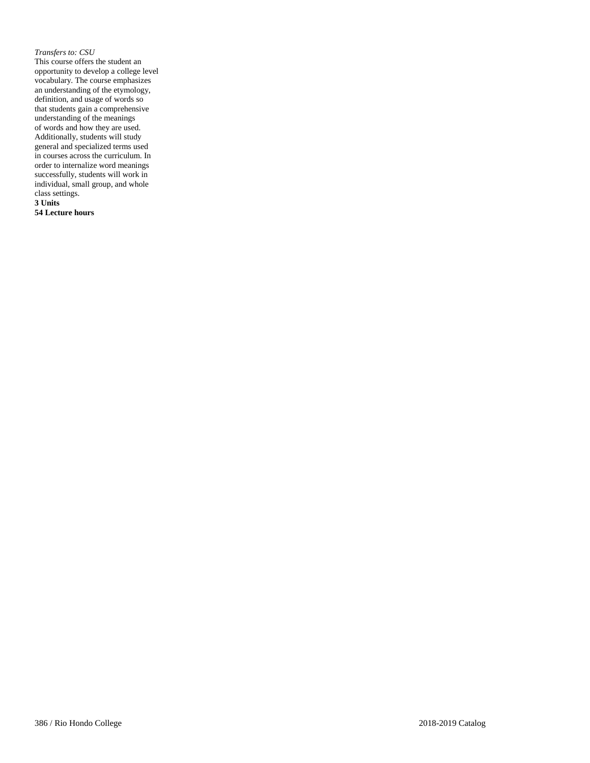*Transfers to: CSU*

This course offers the student an opportunity to develop a college level vocabulary. The course emphasizes an understanding of the etymology, definition, and usage of words so that students gain a comprehensive understanding of the meanings of words and how they are used. Additionally, students will study general and specialized terms used in courses across the curriculum. In order to internalize word meanings successfully, students will work in individual, small group, and whole class settings.

**3 Units**

**54 Lecture hours**